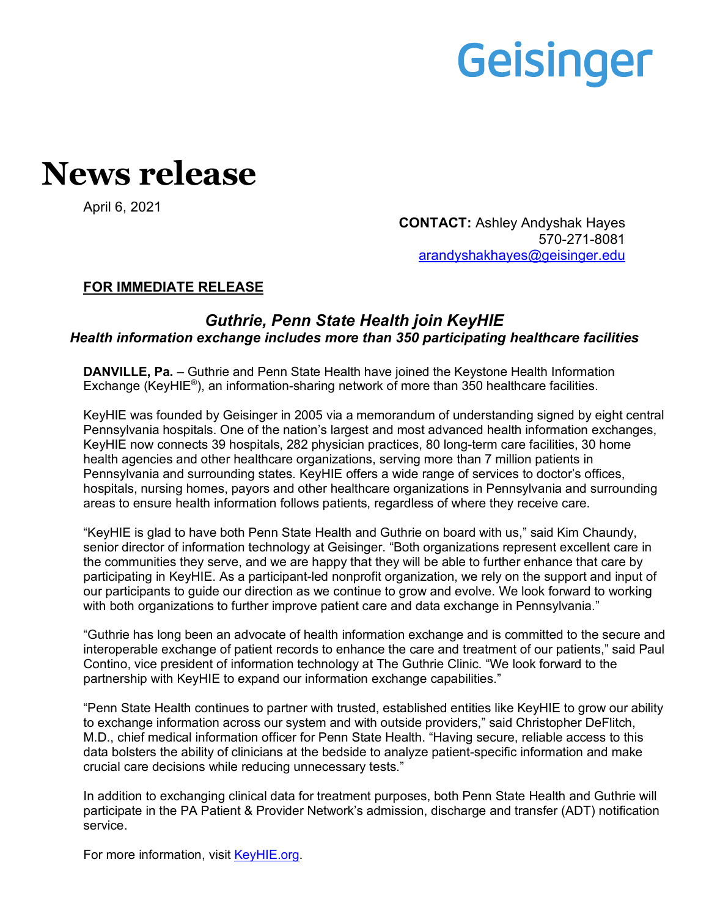Geisinger

# News release

April 6, 2021

**CONTACT:** Ashley Andyshak Hayes
570-271-8081
[arandyshakhayes@geisinger.edu](mailto:arandyshakhayes@geisinger.edu)

**FOR IMMEDIATE RELEASE**

## *Guthrie, Penn State Health join KeyHIE*

### ***Health information exchange includes more than 350 participating healthcare facilities***

**DANVILLE, Pa.** – Guthrie and Penn State Health have joined the Keystone Health Information Exchange (KeyHIE®), an information-sharing network of more than 350 healthcare facilities.

KeyHIE was founded by Geisinger in 2005 via a memorandum of understanding signed by eight central Pennsylvania hospitals. One of the nation's largest and most advanced health information exchanges, KeyHIE now connects 39 hospitals, 282 physician practices, 80 long-term care facilities, 30 home health agencies and other healthcare organizations, serving more than 7 million patients in Pennsylvania and surrounding states. KeyHIE offers a wide range of services to doctor's offices, hospitals, nursing homes, payors and other healthcare organizations in Pennsylvania and surrounding areas to ensure health information follows patients, regardless of where they receive care.

"KeyHIE is glad to have both Penn State Health and Guthrie on board with us," said Kim Chaundy, senior director of information technology at Geisinger. "Both organizations represent excellent care in the communities they serve, and we are happy that they will be able to further enhance that care by participating in KeyHIE. As a participant-led nonprofit organization, we rely on the support and input of our participants to guide our direction as we continue to grow and evolve. We look forward to working with both organizations to further improve patient care and data exchange in Pennsylvania."

"Guthrie has long been an advocate of health information exchange and is committed to the secure and interoperable exchange of patient records to enhance the care and treatment of our patients," said Paul Contino, vice president of information technology at The Guthrie Clinic. "We look forward to the partnership with KeyHIE to expand our information exchange capabilities."

"Penn State Health continues to partner with trusted, established entities like KeyHIE to grow our ability to exchange information across our system and with outside providers," said Christopher DeFlitch, M.D., chief medical information officer for Penn State Health. "Having secure, reliable access to this data bolsters the ability of clinicians at the bedside to analyze patient-specific information and make crucial care decisions while reducing unnecessary tests."

In addition to exchanging clinical data for treatment purposes, both Penn State Health and Guthrie will participate in the PA Patient & Provider Network's admission, discharge and transfer (ADT) notification service.

For more information, visit [KeyHIE.org](KeyHIE.org).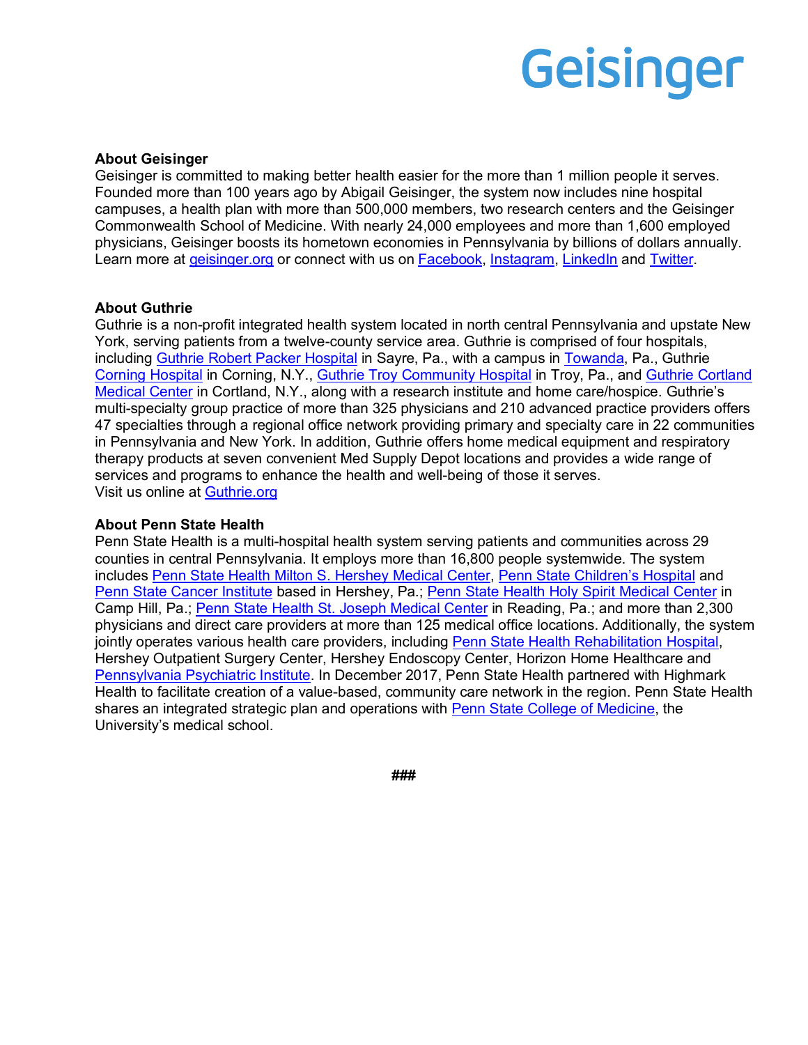Geisinger

**About Geisinger**
Geisinger is committed to making better health easier for the more than 1 million people it serves. Founded more than 100 years ago by Abigail Geisinger, the system now includes nine hospital campuses, a health plan with more than 500,000 members, two research centers and the Geisinger Commonwealth School of Medicine. With nearly 24,000 employees and more than 1,600 employed physicians, Geisinger boosts its hometown economies in Pennsylvania by billions of dollars annually. Learn more at geisinger.org or connect with us on Facebook, Instagram, LinkedIn and Twitter.

**About Guthrie**
Guthrie is a non-profit integrated health system located in north central Pennsylvania and upstate New York, serving patients from a twelve-county service area. Guthrie is comprised of four hospitals, including Guthrie Robert Packer Hospital in Sayre, Pa., with a campus in Towanda, Pa., Guthrie Corning Hospital in Corning, N.Y., Guthrie Troy Community Hospital in Troy, Pa., and Guthrie Cortland Medical Center in Cortland, N.Y., along with a research institute and home care/hospice. Guthrie's multi-specialty group practice of more than 325 physicians and 210 advanced practice providers offers 47 specialties through a regional office network providing primary and specialty care in 22 communities in Pennsylvania and New York. In addition, Guthrie offers home medical equipment and respiratory therapy products at seven convenient Med Supply Depot locations and provides a wide range of services and programs to enhance the health and well-being of those it serves.
Visit us online at Guthrie.org

**About Penn State Health**
Penn State Health is a multi-hospital health system serving patients and communities across 29 counties in central Pennsylvania. It employs more than 16,800 people systemwide. The system includes Penn State Health Milton S. Hershey Medical Center, Penn State Children's Hospital and Penn State Cancer Institute based in Hershey, Pa.; Penn State Health Holy Spirit Medical Center in Camp Hill, Pa.; Penn State Health St. Joseph Medical Center in Reading, Pa.; and more than 2,300 physicians and direct care providers at more than 125 medical office locations. Additionally, the system jointly operates various health care providers, including Penn State Health Rehabilitation Hospital, Hershey Outpatient Surgery Center, Hershey Endoscopy Center, Horizon Home Healthcare and Pennsylvania Psychiatric Institute. In December 2017, Penn State Health partnered with Highmark Health to facilitate creation of a value-based, community care network in the region. Penn State Health shares an integrated strategic plan and operations with Penn State College of Medicine, the University's medical school.

###